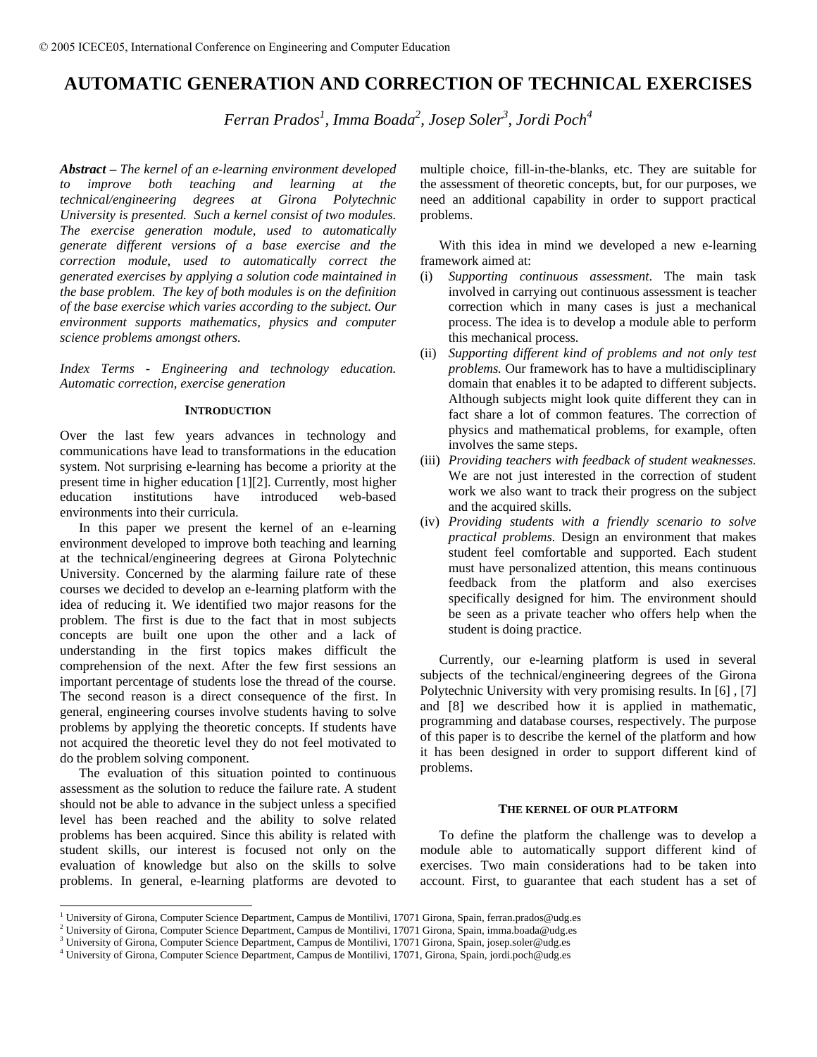# AUTOMATIC GENERATION AND CORRECTION OF TECHNICAL EXERCISES

*Ferran Prados[1], Imma Boada[2], Josep Soler[3], Jordi Poch[4]*

***Abstract –*** *The kernel of an e-learning environment developed to improve both teaching and learning at the technical/engineering degrees at Girona Polytechnic University is presented. Such a kernel consist of two modules. The exercise generation module, used to automatically generate different versions of a base exercise and the correction module, used to automatically correct the generated exercises by applying a solution code maintained in the base problem. The key of both modules is on the definition of the base exercise which varies according to the subject. Our environment supports mathematics, physics and computer science problems amongst others.*

*Index Terms - Engineering and technology education. Automatic correction, exercise generation*

## INTRODUCTION

Over the last few years advances in technology and communications have lead to transformations in the education system. Not surprising e-learning has become a priority at the present time in higher education [1][2]. Currently, most higher education institutions have introduced web-based environments into their curricula.

In this paper we present the kernel of an e-learning environment developed to improve both teaching and learning at the technical/engineering degrees at Girona Polytechnic University. Concerned by the alarming failure rate of these courses we decided to develop an e-learning platform with the idea of reducing it. We identified two major reasons for the problem. The first is due to the fact that in most subjects concepts are built one upon the other and a lack of understanding in the first topics makes difficult the comprehension of the next. After the few first sessions an important percentage of students lose the thread of the course. The second reason is a direct consequence of the first. In general, engineering courses involve students having to solve problems by applying the theoretic concepts. If students have not acquired the theoretic level they do not feel motivated to do the problem solving component.

The evaluation of this situation pointed to continuous assessment as the solution to reduce the failure rate. A student should not be able to advance in the subject unless a specified level has been reached and the ability to solve related problems has been acquired. Since this ability is related with student skills, our interest is focused not only on the evaluation of knowledge but also on the skills to solve problems. In general, e-learning platforms are devoted to multiple choice, fill-in-the-blanks, etc. They are suitable for the assessment of theoretic concepts, but, for our purposes, we need an additional capability in order to support practical problems.

With this idea in mind we developed a new e-learning framework aimed at:

- (i) *Supporting continuous assessment*. The main task involved in carrying out continuous assessment is teacher correction which in many cases is just a mechanical process. The idea is to develop a module able to perform this mechanical process.
- (ii) *Supporting different kind of problems and not only test problems.* Our framework has to have a multidisciplinary domain that enables it to be adapted to different subjects. Although subjects might look quite different they can in fact share a lot of common features. The correction of physics and mathematical problems, for example, often involves the same steps.
- (iii) *Providing teachers with feedback of student weaknesses.* We are not just interested in the correction of student work we also want to track their progress on the subject and the acquired skills.
- (iv) *Providing students with a friendly scenario to solve practical problems.* Design an environment that makes student feel comfortable and supported. Each student must have personalized attention, this means continuous feedback from the platform and also exercises specifically designed for him. The environment should be seen as a private teacher who offers help when the student is doing practice.

Currently, our e-learning platform is used in several subjects of the technical/engineering degrees of the Girona Polytechnic University with very promising results. In [6] , [7] and [8] we described how it is applied in mathematic, programming and database courses, respectively. The purpose of this paper is to describe the kernel of the platform and how it has been designed in order to support different kind of problems.

## THE KERNEL OF OUR PLATFORM

To define the platform the challenge was to develop a module able to automatically support different kind of exercises. Two main considerations had to be taken into account. First, to guarantee that each student has a set of

---

[1] University of Girona, Computer Science Department, Campus de Montilivi, 17071 Girona, Spain, ferran.prados@udg.es
[2] University of Girona, Computer Science Department, Campus de Montilivi, 17071 Girona, Spain, imma.boada@udg.es
[3] University of Girona, Computer Science Department, Campus de Montilivi, 17071 Girona, Spain, josep.soler@udg.es
[4] University of Girona, Computer Science Department, Campus de Montilivi, 17071, Girona, Spain, jordi.poch@udg.es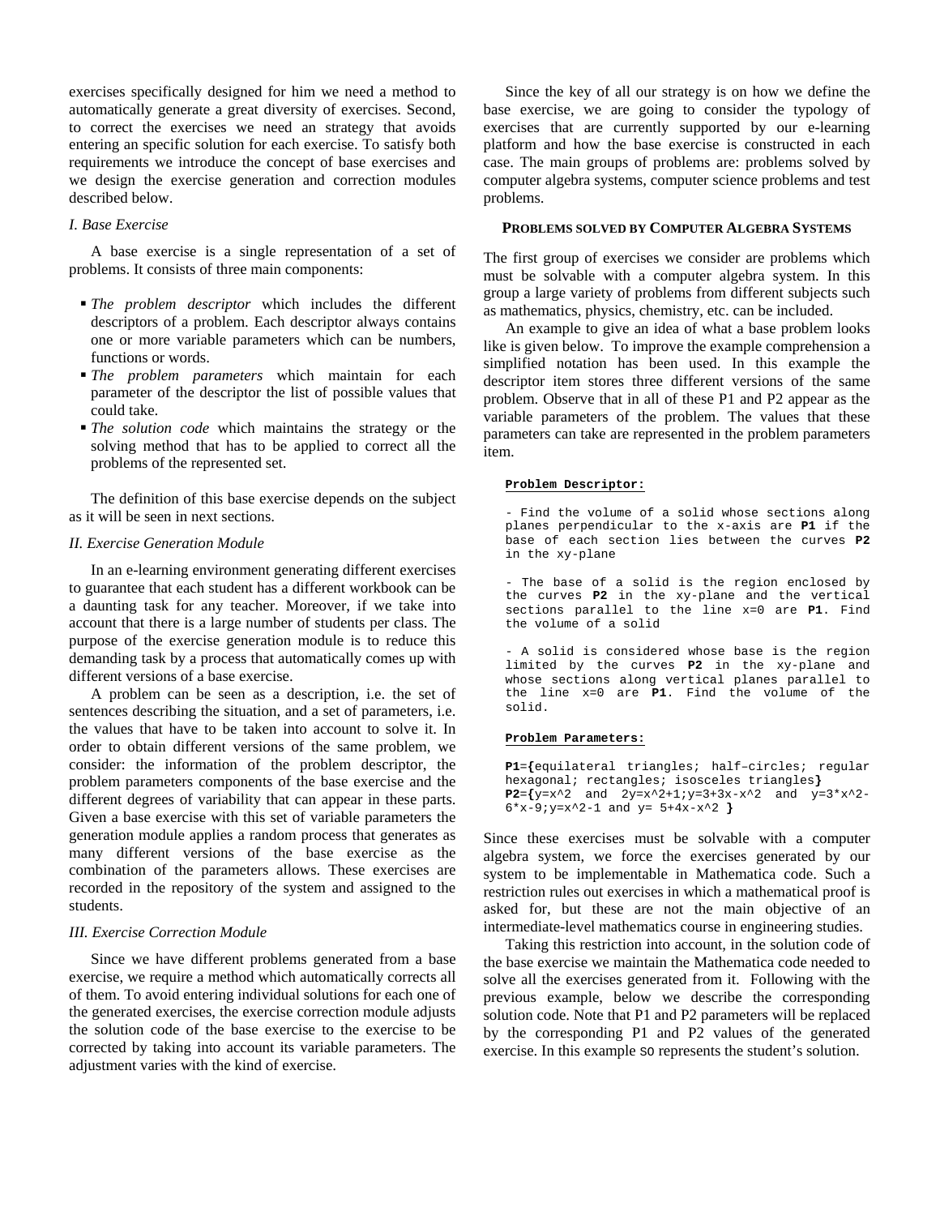exercises specifically designed for him we need a method to automatically generate a great diversity of exercises. Second, to correct the exercises we need an strategy that avoids entering an specific solution for each exercise. To satisfy both requirements we introduce the concept of base exercises and we design the exercise generation and correction modules described below.

### *I. Base Exercise*

A base exercise is a single representation of a set of problems. It consists of three main components:

- *The problem descriptor* which includes the different descriptors of a problem. Each descriptor always contains one or more variable parameters which can be numbers, functions or words.
- *The problem parameters* which maintain for each parameter of the descriptor the list of possible values that could take.
- *The solution code* which maintains the strategy or the solving method that has to be applied to correct all the problems of the represented set.

The definition of this base exercise depends on the subject as it will be seen in next sections.

### *II. Exercise Generation Module*

In an e-learning environment generating different exercises to guarantee that each student has a different workbook can be a daunting task for any teacher. Moreover, if we take into account that there is a large number of students per class. The purpose of the exercise generation module is to reduce this demanding task by a process that automatically comes up with different versions of a base exercise.

A problem can be seen as a description, i.e. the set of sentences describing the situation, and a set of parameters, i.e. the values that have to be taken into account to solve it. In order to obtain different versions of the same problem, we consider: the information of the problem descriptor, the problem parameters components of the base exercise and the different degrees of variability that can appear in these parts. Given a base exercise with this set of variable parameters the generation module applies a random process that generates as many different versions of the base exercise as the combination of the parameters allows. These exercises are recorded in the repository of the system and assigned to the students.

### *III. Exercise Correction Module*

Since we have different problems generated from a base exercise, we require a method which automatically corrects all of them. To avoid entering individual solutions for each one of the generated exercises, the exercise correction module adjusts the solution code of the base exercise to the exercise to be corrected by taking into account its variable parameters. The adjustment varies with the kind of exercise.

Since the key of all our strategy is on how we define the base exercise, we are going to consider the typology of exercises that are currently supported by our e-learning platform and how the base exercise is constructed in each case. The main groups of problems are: problems solved by computer algebra systems, computer science problems and test problems.

#### **PROBLEMS SOLVED BY COMPUTER ALGEBRA SYSTEMS**

The first group of exercises we consider are problems which must be solvable with a computer algebra system. In this group a large variety of problems from different subjects such as mathematics, physics, chemistry, etc. can be included.

An example to give an idea of what a base problem looks like is given below. To improve the example comprehension a simplified notation has been used. In this example the descriptor item stores three different versions of the same problem. Observe that in all of these P1 and P2 appear as the variable parameters of the problem. The values that these parameters can take are represented in the problem parameters item.

```
Problem Descriptor:

- Find the volume of a solid whose sections along
planes perpendicular to the x-axis are P1 if the
base of each section lies between the curves P2
in the xy-plane

- The base of a solid is the region enclosed by
the curves P2 in the xy-plane and the vertical
sections parallel to the line x=0 are P1. Find
the volume of a solid

- A solid is considered whose base is the region
limited by the curves P2 in the xy-plane and
whose sections along vertical planes parallel to
the line x=0 are P1. Find the volume of the
solid.

Problem Parameters:

P1={equilateral triangles; half–circles; regular
hexagonal; rectangles; isosceles triangles}
P2={y=x^2 and 2y=x^2+1;y=3+3x-x^2 and y=3*x^2-
6*x-9;y=x^2-1 and y= 5+4x-x^2 }
```

Since these exercises must be solvable with a computer algebra system, we force the exercises generated by our system to be implementable in Mathematica code. Such a restriction rules out exercises in which a mathematical proof is asked for, but these are not the main objective of an intermediate-level mathematics course in engineering studies.

Taking this restriction into account, in the solution code of the base exercise we maintain the Mathematica code needed to solve all the exercises generated from it. Following with the previous example, below we describe the corresponding solution code. Note that P1 and P2 parameters will be replaced by the corresponding P1 and P2 values of the generated exercise. In this example `S0` represents the student's solution.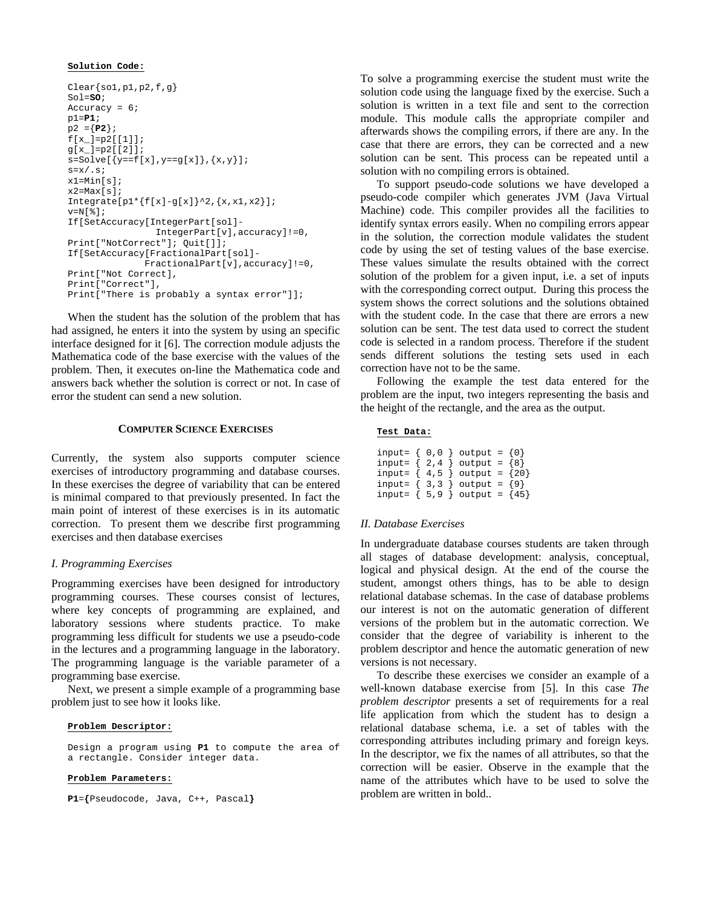**Solution Code:**

```
Clear{so1,p1,p2,f,g}
Sol=SO;
Accuracy = 6;
p1=P1;
p2 ={P2};
f[x_]=p2[[1]];
g[x_]=p2[[2]];
s=Solve[{y==f[x],y==g[x]},{x,y}];
s=x/.s;
x1=Min[s];
x2=Max[s];
Integrate[p1*{f[x]-g[x]}^2,{x,x1,x2}];
v=N[%];
If[SetAccuracy[IntegerPart[sol]-
               IntegerPart[v],accuracy]!=0,
Print["NotCorrect"]; Quit[]];
If[SetAccuracy[FractionalPart[sol]-
             FractionalPart[v],accuracy]!=0,
Print["Not Correct],
Print["Correct"],
Print["There is probably a syntax error"]];
```

When the student has the solution of the problem that has had assigned, he enters it into the system by using an specific interface designed for it [6]. The correction module adjusts the Mathematica code of the base exercise with the values of the problem. Then, it executes on-line the Mathematica code and answers back whether the solution is correct or not. In case of error the student can send a new solution.

## COMPUTER SCIENCE EXERCISES

Currently, the system also supports computer science exercises of introductory programming and database courses. In these exercises the degree of variability that can be entered is minimal compared to that previously presented. In fact the main point of interest of these exercises is in its automatic correction. To present them we describe first programming exercises and then database exercises

### *I. Programming Exercises*

Programming exercises have been designed for introductory programming courses. These courses consist of lectures, where key concepts of programming are explained, and laboratory sessions where students practice. To make programming less difficult for students we use a pseudo-code in the lectures and a programming language in the laboratory. The programming language is the variable parameter of a programming base exercise.

Next, we present a simple example of a programming base problem just to see how it looks like.

**Problem Descriptor:**

```
Design a program using P1 to compute the area of
a rectangle. Consider integer data.
```

**Problem Parameters:**

```
P1={Pseudocode, Java, C++, Pascal}
```

To solve a programming exercise the student must write the solution code using the language fixed by the exercise. Such a solution is written in a text file and sent to the correction module. This module calls the appropriate compiler and afterwards shows the compiling errors, if there are any. In the case that there are errors, they can be corrected and a new solution can be sent. This process can be repeated until a solution with no compiling errors is obtained.

To support pseudo-code solutions we have developed a pseudo-code compiler which generates JVM (Java Virtual Machine) code. This compiler provides all the facilities to identify syntax errors easily. When no compiling errors appear in the solution, the correction module validates the student code by using the set of testing values of the base exercise. These values simulate the results obtained with the correct solution of the problem for a given input, i.e. a set of inputs with the corresponding correct output. During this process the system shows the correct solutions and the solutions obtained with the student code. In the case that there are errors a new solution can be sent. The test data used to correct the student code is selected in a random process. Therefore if the student sends different solutions the testing sets used in each correction have not to be the same.

Following the example the test data entered for the problem are the input, two integers representing the basis and the height of the rectangle, and the area as the output.

**Test Data:**

```
input= { 0,0 } output = {0}
input= { 2,4 } output = {8}
input= { 4,5 } output = {20}
input= { 3,3 } output = {9}
input= { 5,9 } output = {45}
```

### *II. Database Exercises*

In undergraduate database courses students are taken through all stages of database development: analysis, conceptual, logical and physical design. At the end of the course the student, amongst others things, has to be able to design relational database schemas. In the case of database problems our interest is not on the automatic generation of different versions of the problem but in the automatic correction. We consider that the degree of variability is inherent to the problem descriptor and hence the automatic generation of new versions is not necessary.

To describe these exercises we consider an example of a well-known database exercise from [5]. In this case *The problem descriptor* presents a set of requirements for a real life application from which the student has to design a relational database schema, i.e. a set of tables with the corresponding attributes including primary and foreign keys. In the descriptor, we fix the names of all attributes, so that the correction will be easier. Observe in the example that the name of the attributes which have to be used to solve the problem are written in bold..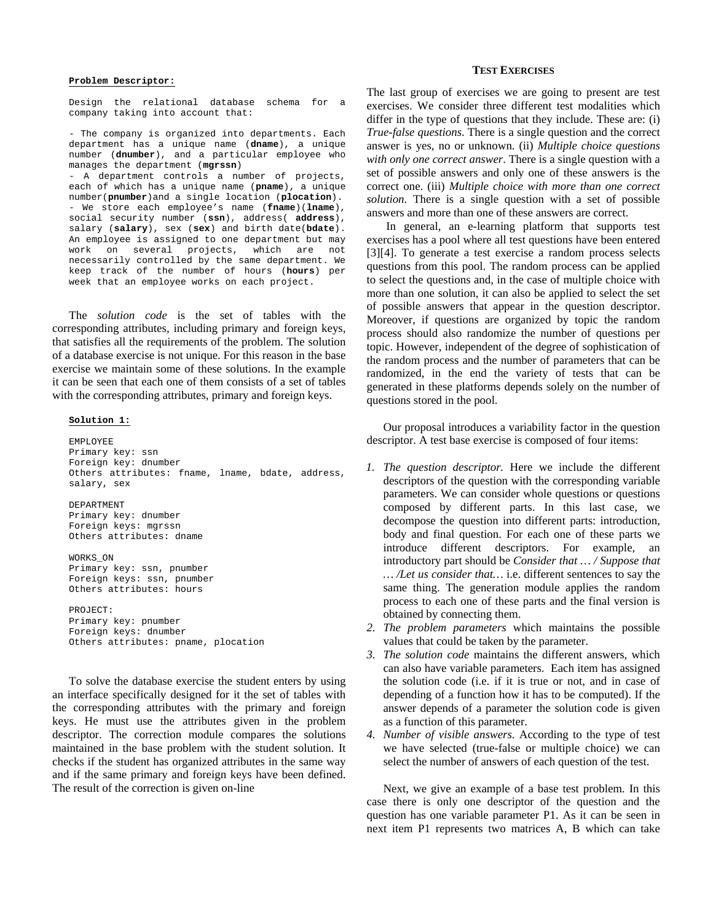**Problem Descriptor:**

```
Design the relational database schema for a company taking into account that:

- The company is organized into departments. Each department has a unique name (dname), a unique number (dnumber), and a particular employee who manages the department (mgrssn)
- A department controls a number of projects, each of which has a unique name (pname), a unique number(pnumber)and a single location (plocation).
- We store each employee's name (fname)(lname), social security number (ssn), address( address), salary (salary), sex (sex) and birth date(bdate). An employee is assigned to one department but may work on several projects, which are not necessarily controlled by the same department. We keep track of the number of hours (hours) per week that an employee works on each project.
```

The *solution code* is the set of tables with the corresponding attributes, including primary and foreign keys, that satisfies all the requirements of the problem. The solution of a database exercise is not unique. For this reason in the base exercise we maintain some of these solutions. In the example it can be seen that each one of them consists of a set of tables with the corresponding attributes, primary and foreign keys.

**Solution 1:**

```
EMPLOYEE
Primary key: ssn
Foreign key: dnumber
Others attributes: fname, lname, bdate, address, salary, sex

DEPARTMENT
Primary key: dnumber
Foreign keys: mgrssn
Others attributes: dname

WORKS_ON
Primary key: ssn, pnumber
Foreign keys: ssn, pnumber
Others attributes: hours

PROJECT:
Primary key: pnumber
Foreign keys: dnumber
Others attributes: pname, plocation
```

To solve the database exercise the student enters by using an interface specifically designed for it the set of tables with the corresponding attributes with the primary and foreign keys. He must use the attributes given in the problem descriptor. The correction module compares the solutions maintained in the base problem with the student solution. It checks if the student has organized attributes in the same way and if the same primary and foreign keys have been defined. The result of the correction is given on-line

## TEST EXERCISES

The last group of exercises we are going to present are test exercises. We consider three different test modalities which differ in the type of questions that they include. These are: (i) *True-false questions*. There is a single question and the correct answer is yes, no or unknown. (ii) *Multiple choice questions with only one correct answer*. There is a single question with a set of possible answers and only one of these answers is the correct one. (iii) *Multiple choice with more than one correct solution*. There is a single question with a set of possible answers and more than one of these answers are correct.

In general, an e-learning platform that supports test exercises has a pool where all test questions have been entered [3][4]. To generate a test exercise a random process selects questions from this pool. The random process can be applied to select the questions and, in the case of multiple choice with more than one solution, it can also be applied to select the set of possible answers that appear in the question descriptor. Moreover, if questions are organized by topic the random process should also randomize the number of questions per topic. However, independent of the degree of sophistication of the random process and the number of parameters that can be randomized, in the end the variety of tests that can be generated in these platforms depends solely on the number of questions stored in the pool.

Our proposal introduces a variability factor in the question descriptor. A test base exercise is composed of four items:

1. *The question descriptor.* Here we include the different descriptors of the question with the corresponding variable parameters. We can consider whole questions or questions composed by different parts. In this last case, we decompose the question into different parts: introduction, body and final question. For each one of these parts we introduce different descriptors. For example, an introductory part should be *Consider that … / Suppose that … /Let us consider that…* i.e. different sentences to say the same thing. The generation module applies the random process to each one of these parts and the final version is obtained by connecting them.
2. *The problem parameters* which maintains the possible values that could be taken by the parameter.
3. *The solution code* maintains the different answers, which can also have variable parameters. Each item has assigned the solution code (i.e. if it is true or not, and in case of depending of a function how it has to be computed). If the answer depends of a parameter the solution code is given as a function of this parameter.
4. *Number of visible answers*. According to the type of test we have selected (true-false or multiple choice) we can select the number of answers of each question of the test.

Next, we give an example of a base test problem. In this case there is only one descriptor of the question and the question has one variable parameter P1. As it can be seen in next item P1 represents two matrices A, B which can take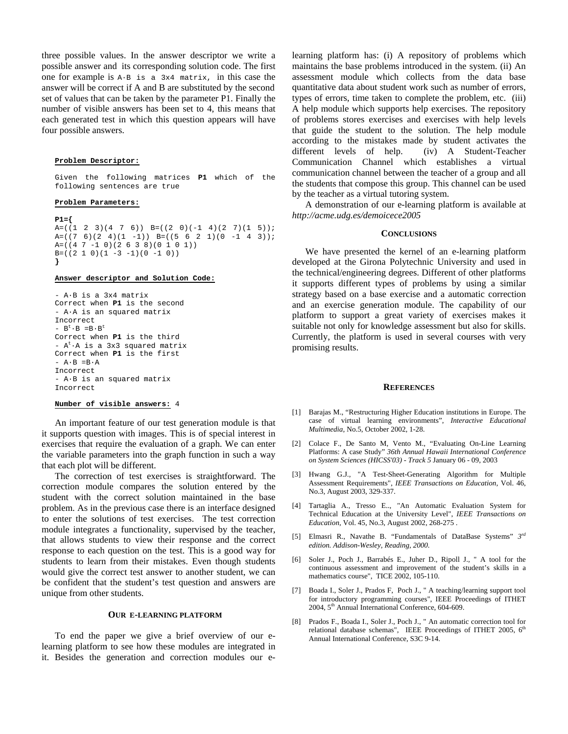three possible values. In the answer descriptor we write a possible answer and its corresponding solution code. The first one for example is `A·B is a 3x4 matrix`, in this case the answer will be correct if A and B are substituted by the second set of values that can be taken by the parameter P1. Finally the number of visible answers has been set to 4, this means that each generated test in which this question appears will have four possible answers.

```
Problem Descriptor:

Given the following matrices P1 which of the
following sentences are true

Problem Parameters:

P1={
A=((1 2 3)(4 7 6)) B=((2 0)(-1 4)(2 7)(1 5));
A=((7 6)(2 4)(1 -1)) B=((5 6 2 1)(0 -1 4 3));
A=((4 7 -1 0)(2 6 3 8)(0 1 0 1))
B=((2 1 0)(1 -3 -1)(0 -1 0))
}

Answer descriptor and Solution Code:

- A·B is a 3x4 matrix
Correct when P1 is the second
- A·A is an squared matrix
Incorrect
- Bt·B =B·Bt
Correct when P1 is the third
- At·A is a 3x3 squared matrix
Correct when P1 is the first
- A·B =B·A
Incorrect
- A·B is an squared matrix
Incorrect

Number of visible answers: 4
```

An important feature of our test generation module is that it supports question with images. This is of special interest in exercises that require the evaluation of a graph. We can enter the variable parameters into the graph function in such a way that each plot will be different.

The correction of test exercises is straightforward. The correction module compares the solution entered by the student with the correct solution maintained in the base problem. As in the previous case there is an interface designed to enter the solutions of test exercises. The test correction module integrates a functionality, supervised by the teacher, that allows students to view their response and the correct response to each question on the test. This is a good way for students to learn from their mistakes. Even though students would give the correct test answer to another student, we can be confident that the student's test question and answers are unique from other students.

## Our e-learning platform

To end the paper we give a brief overview of our e-learning platform to see how these modules are integrated in it. Besides the generation and correction modules our e-learning platform has: (i) A repository of problems which maintains the base problems introduced in the system. (ii) An assessment module which collects from the data base quantitative data about student work such as number of errors, types of errors, time taken to complete the problem, etc. (iii) A help module which supports help exercises. The repository of problems stores exercises and exercises with help levels that guide the student to the solution. The help module according to the mistakes made by student activates the different levels of help. (iv) A Student-Teacher Communication Channel which establishes a virtual communication channel between the teacher of a group and all the students that compose this group. This channel can be used by the teacher as a virtual tutoring system.

A demonstration of our e-learning platform is available at *http://acme.udg.es/demoicece2005*

## Conclusions

We have presented the kernel of an e-learning platform developed at the Girona Polytechnic University and used in the technical/engineering degrees. Different of other platforms it supports different types of problems by using a similar strategy based on a base exercise and a automatic correction and an exercise generation module. The capability of our platform to support a great variety of exercises makes it suitable not only for knowledge assessment but also for skills. Currently, the platform is used in several courses with very promising results.

## References

[1] Barajas M., "Restructuring Higher Education institutions in Europe. The case of virtual learning environments", *Interactive Educational Multimedia*, No.5, October 2002, 1-28.

[2] Colace F., De Santo M, Vento M., "Evaluating On-Line Learning Platforms: A case Study" *36th Annual Hawaii International Conference on System Sciences (HICSS'03) - Track 5* January 06 - 09, 2003

[3] Hwang G.J., "A Test-Sheet-Generating Algorithm for Multiple Assessment Requirements", *IEEE Transactions on Education*, Vol. 46, No.3, August 2003, 329-337.

[4] Tartaglia A., Tresso E.., "An Automatic Evaluation System for Technical Education at the University Level", *IEEE Transactions on Education*, Vol. 45, No.3, August 2002, 268-275 .

[5] Elmasri R., Navathe B. "Fundamentals of DataBase Systems" *3rd edition. Addison-Wesley, Reading, 2000.*

[6] Soler J., Poch J., Barrabés E., Juher D., Ripoll J., " A tool for the continuous assessment and improvement of the student's skills in a mathematics course", TICE 2002, 105-110.

[7] Boada I., Soler J., Prados F, Poch J., " A teaching/learning support tool for introductory programming courses", IEEE Proceedings of ITHET 2004, 5th Annual International Conference, 604-609.

[8] Prados F., Boada I., Soler J., Poch J., " An automatic correction tool for relational database schemas", IEEE Proceedings of ITHET 2005, 6th Annual International Conference, S3C 9-14.